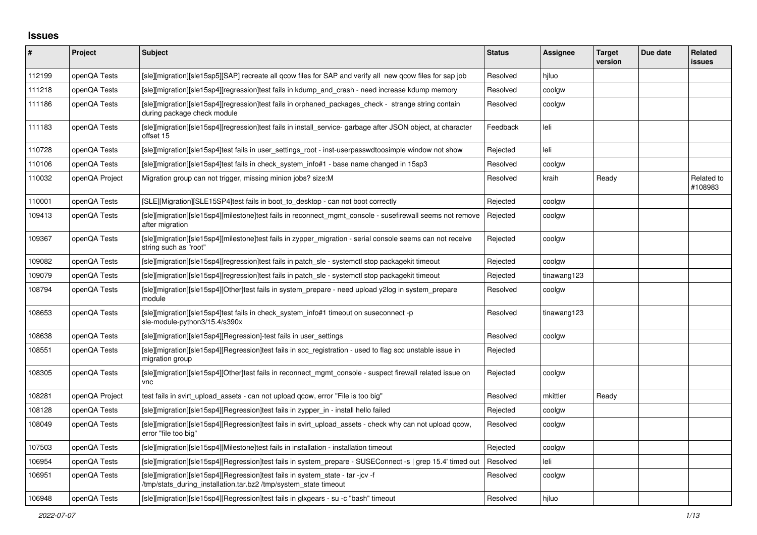## Issues

| # | Project | Subject | Status | Assignee | Target version | Due date | Related issues |
|---|---|---|---|---|---|---|---|
| 112199 | openQA Tests | [sle][migration][sle15sp5][SAP] recreate all qcow files for SAP and verify all new qcow files for sap job | Resolved | hjluo | | | |
| 111218 | openQA Tests | [sle][migration][sle15sp4][regression]test fails in kdump_and_crash - need increase kdump memory | Resolved | coolgw | | | |
| 111186 | openQA Tests | [sle][migration][sle15sp4][regression]test fails in orphaned_packages_check - strange string contain during package check module | Resolved | coolgw | | | |
| 111183 | openQA Tests | [sle][migration][sle15sp4][regression]test fails in install_service- garbage after JSON object, at character offset 15 | Feedback | leli | | | |
| 110728 | openQA Tests | [sle][migration][sle15sp4]test fails in user_settings_root - inst-userpasswdtoosimple window not show | Rejected | leli | | | |
| 110106 | openQA Tests | [sle][migration][sle15sp4]test fails in check_system_info#1 - base name changed in 15sp3 | Resolved | coolgw | | | |
| 110032 | openQA Project | Migration group can not trigger, missing minion jobs? size:M | Resolved | kraih | Ready | | Related to #108983 |
| 110001 | openQA Tests | [SLE][Migration][SLE15SP4]test fails in boot_to_desktop - can not boot correctly | Rejected | coolgw | | | |
| 109413 | openQA Tests | [sle][migration][sle15sp4][milestone]test fails in reconnect_mgmt_console - susefirewall seems not remove after migration | Rejected | coolgw | | | |
| 109367 | openQA Tests | [sle][migration][sle15sp4][milestone]test fails in zypper_migration - serial console seems can not receive string such as "root" | Rejected | coolgw | | | |
| 109082 | openQA Tests | [sle][migration][sle15sp4][regression]test fails in patch_sle - systemctl stop packagekit timeout | Rejected | coolgw | | | |
| 109079 | openQA Tests | [sle][migration][sle15sp4][regression]test fails in patch_sle - systemctl stop packagekit timeout | Rejected | tinawang123 | | | |
| 108794 | openQA Tests | [sle][migration][sle15sp4][Other]test fails in system_prepare - need upload y2log in system_prepare module | Resolved | coolgw | | | |
| 108653 | openQA Tests | [sle][migration][sle15sp4]test fails in check_system_info#1 timeout on suseconnect -p sle-module-python3/15.4/s390x | Resolved | tinawang123 | | | |
| 108638 | openQA Tests | [sle][migration][sle15sp4][Regression]-test fails in user_settings | Resolved | coolgw | | | |
| 108551 | openQA Tests | [sle][migration][sle15sp4][Regression]test fails in scc_registration - used to flag scc unstable issue in migration group | Rejected | | | | |
| 108305 | openQA Tests | [sle][migration][sle15sp4][Other]test fails in reconnect_mgmt_console - suspect firewall related issue on vnc | Rejected | coolgw | | | |
| 108281 | openQA Project | test fails in svirt_upload_assets - can not upload qcow, error "File is too big" | Resolved | mkittler | Ready | | |
| 108128 | openQA Tests | [sle][migration][sle15sp4][Regression]test fails in zypper_in - install hello failed | Rejected | coolgw | | | |
| 108049 | openQA Tests | [sle][migration][sle15sp4][Regression]test fails in svirt_upload_assets - check why can not upload qcow, error "file too big" | Resolved | coolgw | | | |
| 107503 | openQA Tests | [sle][migration][sle15sp4][Milestone]test fails in installation - installation timeout | Rejected | coolgw | | | |
| 106954 | openQA Tests | [sle][migration][sle15sp4][Regression]test fails in system_prepare - SUSEConnect -s \| grep 15.4' timed out | Resolved | leli | | | |
| 106951 | openQA Tests | [sle][migration][sle15sp4][Regression]test fails in system_state - tar -jcv -f /tmp/stats_during_installation.tar.bz2 /tmp/system_state timeout | Resolved | coolgw | | | |
| 106948 | openQA Tests | [sle][migration][sle15sp4][Regression]test fails in glxgears - su -c "bash" timeout | Resolved | hjluo | | | |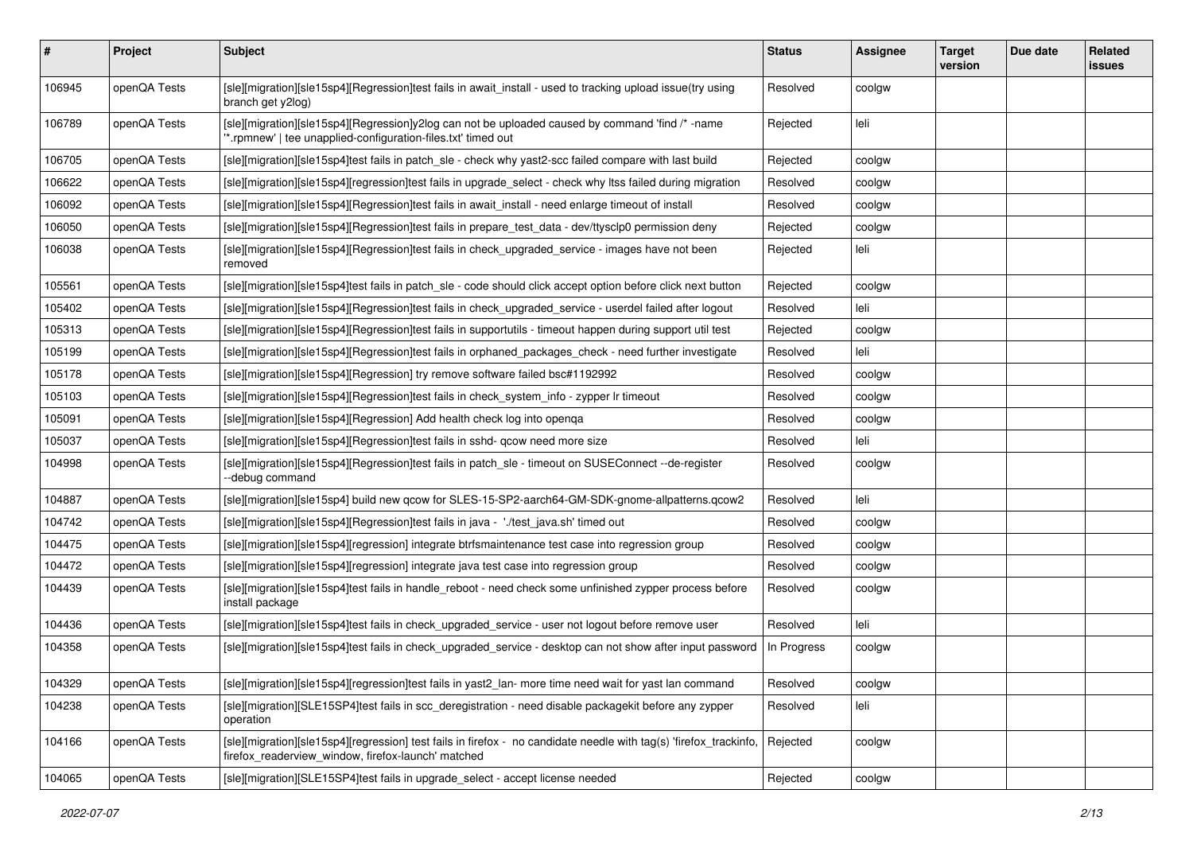| # | Project | Subject | Status | Assignee | Target version | Due date | Related issues |
|---|---|---|---|---|---|---|---|
| 106945 | openQA Tests | [sle][migration][sle15sp4][Regression]test fails in await_install - used to tracking upload issue(try using branch get y2log) | Resolved | coolgw | | | |
| 106789 | openQA Tests | [sle][migration][sle15sp4][Regression]y2log can not be uploaded caused by command 'find /* -name '*.rpmnew' \| tee unapplied-configuration-files.txt' timed out | Rejected | leli | | | |
| 106705 | openQA Tests | [sle][migration][sle15sp4]test fails in patch_sle - check why yast2-scc failed compare with last build | Rejected | coolgw | | | |
| 106622 | openQA Tests | [sle][migration][sle15sp4][regression]test fails in upgrade_select - check why ltss failed during migration | Resolved | coolgw | | | |
| 106092 | openQA Tests | [sle][migration][sle15sp4][Regression]test fails in await_install - need enlarge timeout of install | Resolved | coolgw | | | |
| 106050 | openQA Tests | [sle][migration][sle15sp4][Regression]test fails in prepare_test_data - dev/ttysclp0 permission deny | Rejected | coolgw | | | |
| 106038 | openQA Tests | [sle][migration][sle15sp4][Regression]test fails in check_upgraded_service - images have not been removed | Rejected | leli | | | |
| 105561 | openQA Tests | [sle][migration][sle15sp4]test fails in patch_sle - code should click accept option before click next button | Rejected | coolgw | | | |
| 105402 | openQA Tests | [sle][migration][sle15sp4][Regression]test fails in check_upgraded_service - userdel failed after logout | Resolved | leli | | | |
| 105313 | openQA Tests | [sle][migration][sle15sp4][Regression]test fails in supportutils - timeout happen during support util test | Rejected | coolgw | | | |
| 105199 | openQA Tests | [sle][migration][sle15sp4][Regression]test fails in orphaned_packages_check - need further investigate | Resolved | leli | | | |
| 105178 | openQA Tests | [sle][migration][sle15sp4][Regression] try remove software failed bsc#1192992 | Resolved | coolgw | | | |
| 105103 | openQA Tests | [sle][migration][sle15sp4][Regression]test fails in check_system_info - zypper lr timeout | Resolved | coolgw | | | |
| 105091 | openQA Tests | [sle][migration][sle15sp4][Regression] Add health check log into openqa | Resolved | coolgw | | | |
| 105037 | openQA Tests | [sle][migration][sle15sp4][Regression]test fails in sshd- qcow need more size | Resolved | leli | | | |
| 104998 | openQA Tests | [sle][migration][sle15sp4][Regression]test fails in patch_sle - timeout on SUSEConnect --de-register --debug command | Resolved | coolgw | | | |
| 104887 | openQA Tests | [sle][migration][sle15sp4] build new qcow for SLES-15-SP2-aarch64-GM-SDK-gnome-allpatterns.qcow2 | Resolved | leli | | | |
| 104742 | openQA Tests | [sle][migration][sle15sp4][Regression]test fails in java - './test_java.sh' timed out | Resolved | coolgw | | | |
| 104475 | openQA Tests | [sle][migration][sle15sp4][regression] integrate btrfsmaintenance test case into regression group | Resolved | coolgw | | | |
| 104472 | openQA Tests | [sle][migration][sle15sp4][regression] integrate java test case into regression group | Resolved | coolgw | | | |
| 104439 | openQA Tests | [sle][migration][sle15sp4]test fails in handle_reboot - need check some unfinished zypper process before install package | Resolved | coolgw | | | |
| 104436 | openQA Tests | [sle][migration][sle15sp4]test fails in check_upgraded_service - user not logout before remove user | Resolved | leli | | | |
| 104358 | openQA Tests | [sle][migration][sle15sp4]test fails in check_upgraded_service - desktop can not show after input password | In Progress | coolgw | | | |
| 104329 | openQA Tests | [sle][migration][sle15sp4][regression]test fails in yast2_lan- more time need wait for yast lan command | Resolved | coolgw | | | |
| 104238 | openQA Tests | [sle][migration][SLE15SP4]test fails in scc_deregistration - need disable packagekit before any zypper operation | Resolved | leli | | | |
| 104166 | openQA Tests | [sle][migration][sle15sp4][regression] test fails in firefox - no candidate needle with tag(s) 'firefox_trackinfo, firefox_readerview_window, firefox-launch' matched | Rejected | coolgw | | | |
| 104065 | openQA Tests | [sle][migration][SLE15SP4]test fails in upgrade_select - accept license needed | Rejected | coolgw | | | |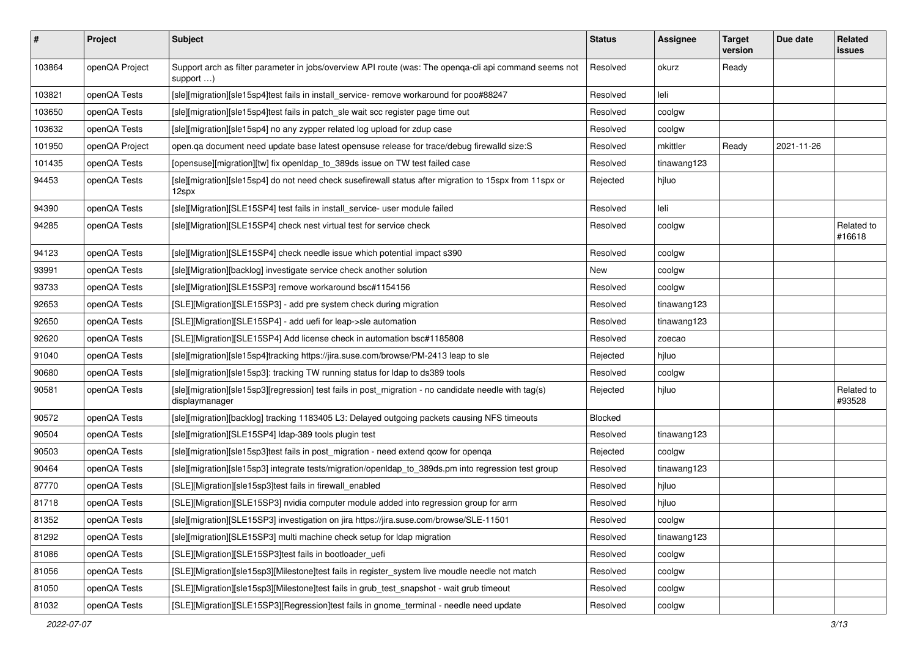| # | Project | Subject | Status | Assignee | Target version | Due date | Related issues |
|---|---|---|---|---|---|---|---|
| 103864 | openQA Project | Support arch as filter parameter in jobs/overview API route (was: The openqa-cli api command seems not support …) | Resolved | okurz | Ready | | |
| 103821 | openQA Tests | [sle][migration][sle15sp4]test fails in install_service- remove workaround for poo#88247 | Resolved | leli | | | |
| 103650 | openQA Tests | [sle][migration][sle15sp4]test fails in patch_sle wait scc register page time out | Resolved | coolgw | | | |
| 103632 | openQA Tests | [sle][migration][sle15sp4] no any zypper related log upload for zdup case | Resolved | coolgw | | | |
| 101950 | openQA Project | open.qa document need update base latest opensuse release for trace/debug firewalld size:S | Resolved | mkittler | Ready | 2021-11-26 | |
| 101435 | openQA Tests | [opensuse][migration][tw] fix openldap_to_389ds issue on TW test failed case | Resolved | tinawang123 | | | |
| 94453 | openQA Tests | [sle][migration][sle15sp4] do not need check susefirewall status after migration to 15spx from 11spx or 12spx | Rejected | hjluo | | | |
| 94390 | openQA Tests | [sle][Migration][SLE15SP4] test fails in install_service- user module failed | Resolved | leli | | | |
| 94285 | openQA Tests | [sle][Migration][SLE15SP4] check nest virtual test for service check | Resolved | coolgw | | | Related to #16618 |
| 94123 | openQA Tests | [sle][Migration][SLE15SP4] check needle issue which potential impact s390 | Resolved | coolgw | | | |
| 93991 | openQA Tests | [sle][Migration][backlog] investigate service check another solution | New | coolgw | | | |
| 93733 | openQA Tests | [sle][Migration][SLE15SP3] remove workaround bsc#1154156 | Resolved | coolgw | | | |
| 92653 | openQA Tests | [SLE][Migration][SLE15SP3] - add pre system check during migration | Resolved | tinawang123 | | | |
| 92650 | openQA Tests | [SLE][Migration][SLE15SP4] - add uefi for leap->sle automation | Resolved | tinawang123 | | | |
| 92620 | openQA Tests | [SLE][Migration][SLE15SP4] Add license check in automation bsc#1185808 | Resolved | zoecao | | | |
| 91040 | openQA Tests | [sle][migration][sle15sp4]tracking https://jira.suse.com/browse/PM-2413 leap to sle | Rejected | hjluo | | | |
| 90680 | openQA Tests | [sle][migration][sle15sp3]: tracking TW running status for ldap to ds389 tools | Resolved | coolgw | | | |
| 90581 | openQA Tests | [sle][migration][sle15sp3][regression] test fails in post_migration - no candidate needle with tag(s) displaymanager | Rejected | hjluo | | | Related to #93528 |
| 90572 | openQA Tests | [sle][migration][backlog] tracking 1183405 L3: Delayed outgoing packets causing NFS timeouts | Blocked | | | | |
| 90504 | openQA Tests | [sle][migration][SLE15SP4] ldap-389 tools plugin test | Resolved | tinawang123 | | | |
| 90503 | openQA Tests | [sle][migration][sle15sp3]test fails in post_migration - need extend qcow for openqa | Rejected | coolgw | | | |
| 90464 | openQA Tests | [sle][migration][sle15sp3] integrate tests/migration/openldap_to_389ds.pm into regression test group | Resolved | tinawang123 | | | |
| 87770 | openQA Tests | [SLE][Migration][sle15sp3]test fails in firewall_enabled | Resolved | hjluo | | | |
| 81718 | openQA Tests | [SLE][Migration][SLE15SP3] nvidia computer module added into regression group for arm | Resolved | hjluo | | | |
| 81352 | openQA Tests | [sle][migration][SLE15SP3] investigation on jira https://jira.suse.com/browse/SLE-11501 | Resolved | coolgw | | | |
| 81292 | openQA Tests | [sle][migration][SLE15SP3] multi machine check setup for ldap migration | Resolved | tinawang123 | | | |
| 81086 | openQA Tests | [SLE][Migration][SLE15SP3]test fails in bootloader_uefi | Resolved | coolgw | | | |
| 81056 | openQA Tests | [SLE][Migration][sle15sp3][Milestone]test fails in register_system live moudle needle not match | Resolved | coolgw | | | |
| 81050 | openQA Tests | [SLE][Migration][sle15sp3][Milestone]test fails in grub_test_snapshot - wait grub timeout | Resolved | coolgw | | | |
| 81032 | openQA Tests | [SLE][Migration][SLE15SP3][Regression]test fails in gnome_terminal - needle need update | Resolved | coolgw | | | |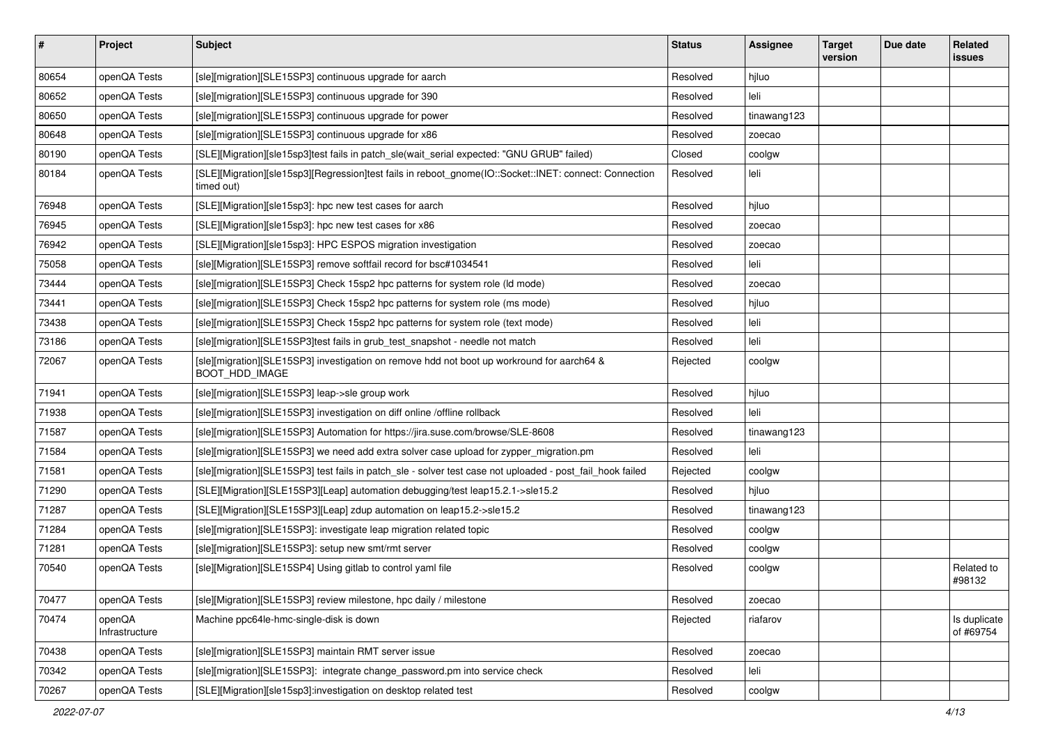| # | Project | Subject | Status | Assignee | Target version | Due date | Related issues |
|---|---|---|---|---|---|---|---|
| 80654 | openQA Tests | [sle][migration][SLE15SP3] continuous upgrade for aarch | Resolved | hjluo | | | |
| 80652 | openQA Tests | [sle][migration][SLE15SP3] continuous upgrade for 390 | Resolved | leli | | | |
| 80650 | openQA Tests | [sle][migration][SLE15SP3] continuous upgrade for power | Resolved | tinawang123 | | | |
| 80648 | openQA Tests | [sle][migration][SLE15SP3] continuous upgrade for x86 | Resolved | zoecao | | | |
| 80190 | openQA Tests | [SLE][Migration][sle15sp3]test fails in patch_sle(wait_serial expected: "GNU GRUB" failed) | Closed | coolgw | | | |
| 80184 | openQA Tests | [SLE][Migration][sle15sp3][Regression]test fails in reboot_gnome(IO::Socket::INET: connect: Connection timed out) | Resolved | leli | | | |
| 76948 | openQA Tests | [SLE][Migration][sle15sp3]: hpc new test cases for aarch | Resolved | hjluo | | | |
| 76945 | openQA Tests | [SLE][Migration][sle15sp3]: hpc new test cases for x86 | Resolved | zoecao | | | |
| 76942 | openQA Tests | [SLE][Migration][sle15sp3]: HPC ESPOS migration investigation | Resolved | zoecao | | | |
| 75058 | openQA Tests | [sle][Migration][SLE15SP3] remove softfail record for bsc#1034541 | Resolved | leli | | | |
| 73444 | openQA Tests | [sle][migration][SLE15SP3] Check 15sp2 hpc patterns for system role (ld mode) | Resolved | zoecao | | | |
| 73441 | openQA Tests | [sle][migration][SLE15SP3] Check 15sp2 hpc patterns for system role (ms mode) | Resolved | hjluo | | | |
| 73438 | openQA Tests | [sle][migration][SLE15SP3] Check 15sp2 hpc patterns for system role (text mode) | Resolved | leli | | | |
| 73186 | openQA Tests | [sle][migration][SLE15SP3]test fails in grub_test_snapshot - needle not match | Resolved | leli | | | |
| 72067 | openQA Tests | [sle][migration][SLE15SP3] investigation on remove hdd not boot up workround for aarch64 & BOOT_HDD_IMAGE | Rejected | coolgw | | | |
| 71941 | openQA Tests | [sle][migration][SLE15SP3] leap->sle group work | Resolved | hjluo | | | |
| 71938 | openQA Tests | [sle][migration][SLE15SP3] investigation on diff online /offline rollback | Resolved | leli | | | |
| 71587 | openQA Tests | [sle][migration][SLE15SP3] Automation for https://jira.suse.com/browse/SLE-8608 | Resolved | tinawang123 | | | |
| 71584 | openQA Tests | [sle][migration][SLE15SP3] we need add extra solver case upload for zypper_migration.pm | Resolved | leli | | | |
| 71581 | openQA Tests | [sle][migration][SLE15SP3] test fails in patch_sle - solver test case not uploaded - post_fail_hook failed | Rejected | coolgw | | | |
| 71290 | openQA Tests | [SLE][Migration][SLE15SP3][Leap] automation debugging/test leap15.2.1->sle15.2 | Resolved | hjluo | | | |
| 71287 | openQA Tests | [SLE][Migration][SLE15SP3][Leap] zdup automation on leap15.2->sle15.2 | Resolved | tinawang123 | | | |
| 71284 | openQA Tests | [sle][migration][SLE15SP3]: investigate leap migration related topic | Resolved | coolgw | | | |
| 71281 | openQA Tests | [sle][migration][SLE15SP3]: setup new smt/rmt server | Resolved | coolgw | | | |
| 70540 | openQA Tests | [sle][Migration][SLE15SP4] Using gitlab to control yaml file | Resolved | coolgw | | | Related to #98132 |
| 70477 | openQA Tests | [sle][migration][SLE15SP3] review milestone, hpc daily / milestone | Resolved | zoecao | | | |
| 70474 | openQA Infrastructure | Machine ppc64le-hmc-single-disk is down | Rejected | riafarov | | | Is duplicate of #69754 |
| 70438 | openQA Tests | [sle][migration][SLE15SP3] maintain RMT server issue | Resolved | zoecao | | | |
| 70342 | openQA Tests | [sle][migration][SLE15SP3]: integrate change_password.pm into service check | Resolved | leli | | | |
| 70267 | openQA Tests | [SLE][Migration][sle15sp3]:investigation on desktop related test | Resolved | coolgw | | | |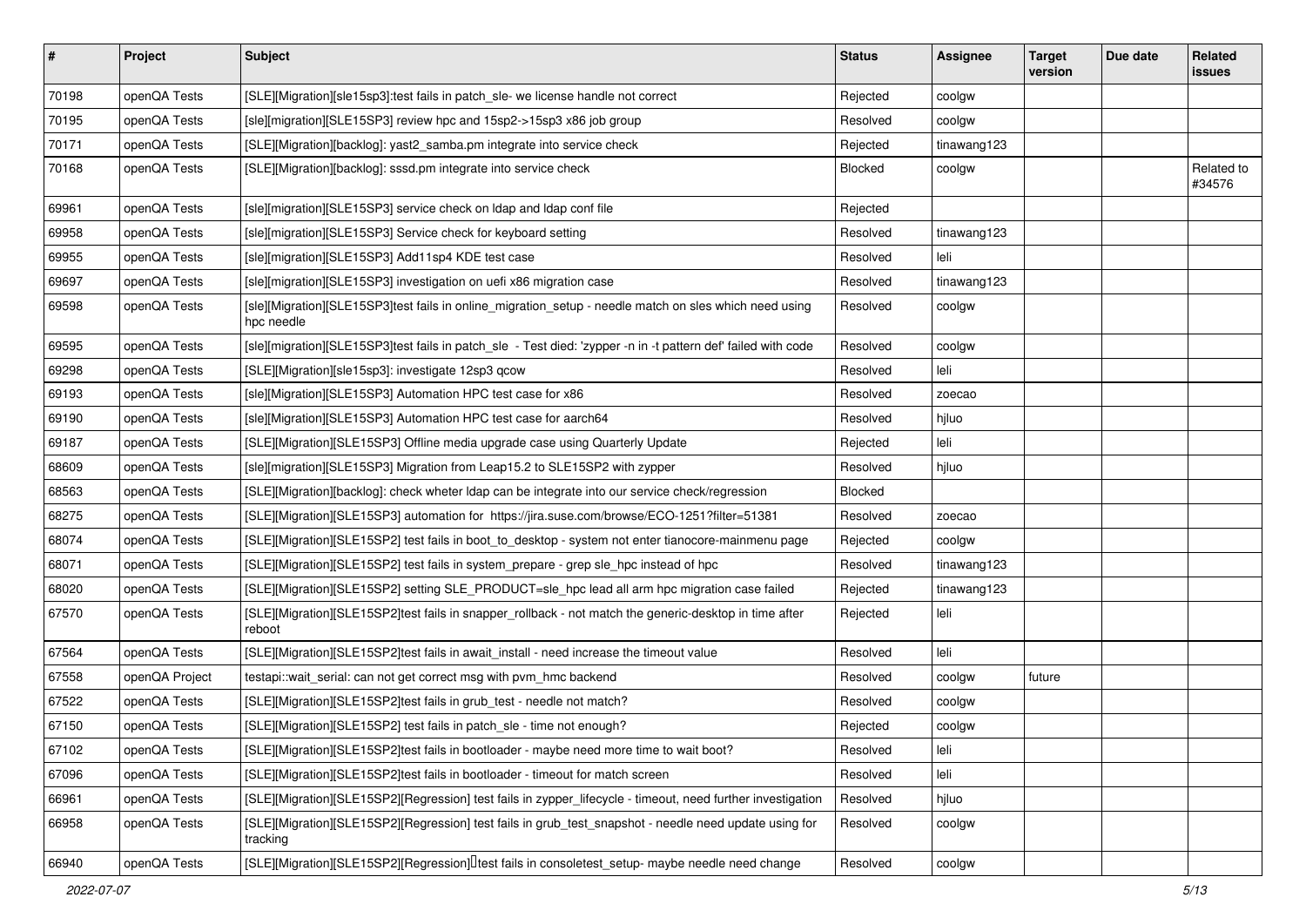| # | Project | Subject | Status | Assignee | Target version | Due date | Related issues |
|---|---|---|---|---|---|---|---|
| 70198 | openQA Tests | [SLE][Migration][sle15sp3]:test fails in patch_sle- we license handle not correct | Rejected | coolgw | | | |
| 70195 | openQA Tests | [sle][migration][SLE15SP3] review hpc and 15sp2->15sp3 x86 job group | Resolved | coolgw | | | |
| 70171 | openQA Tests | [SLE][Migration][backlog]: yast2_samba.pm integrate into service check | Rejected | tinawang123 | | | |
| 70168 | openQA Tests | [SLE][Migration][backlog]: sssd.pm integrate into service check | Blocked | coolgw | | | Related to #34576 |
| 69961 | openQA Tests | [sle][migration][SLE15SP3] service check on ldap and ldap conf file | Rejected | | | | |
| 69958 | openQA Tests | [sle][migration][SLE15SP3] Service check for keyboard setting | Resolved | tinawang123 | | | |
| 69955 | openQA Tests | [sle][migration][SLE15SP3] Add11sp4 KDE test case | Resolved | leli | | | |
| 69697 | openQA Tests | [sle][migration][SLE15SP3] investigation on uefi x86 migration case | Resolved | tinawang123 | | | |
| 69598 | openQA Tests | [sle][Migration][SLE15SP3]test fails in online_migration_setup - needle match on sles which need using hpc needle | Resolved | coolgw | | | |
| 69595 | openQA Tests | [sle][migration][SLE15SP3]test fails in patch_sle - Test died: 'zypper -n in -t pattern def' failed with code | Resolved | coolgw | | | |
| 69298 | openQA Tests | [SLE][Migration][sle15sp3]: investigate 12sp3 qcow | Resolved | leli | | | |
| 69193 | openQA Tests | [sle][Migration][SLE15SP3] Automation HPC test case for x86 | Resolved | zoecao | | | |
| 69190 | openQA Tests | [sle][Migration][SLE15SP3] Automation HPC test case for aarch64 | Resolved | hjluo | | | |
| 69187 | openQA Tests | [SLE][Migration][SLE15SP3] Offline media upgrade case using Quarterly Update | Rejected | leli | | | |
| 68609 | openQA Tests | [sle][migration][SLE15SP3] Migration from Leap15.2 to SLE15SP2 with zypper | Resolved | hjluo | | | |
| 68563 | openQA Tests | [SLE][Migration][backlog]: check wheter ldap can be integrate into our service check/regression | Blocked | | | | |
| 68275 | openQA Tests | [SLE][Migration][SLE15SP3] automation for https://jira.suse.com/browse/ECO-1251?filter=51381 | Resolved | zoecao | | | |
| 68074 | openQA Tests | [SLE][Migration][SLE15SP2] test fails in boot_to_desktop - system not enter tianocore-mainmenu page | Rejected | coolgw | | | |
| 68071 | openQA Tests | [SLE][Migration][SLE15SP2] test fails in system_prepare - grep sle_hpc instead of hpc | Resolved | tinawang123 | | | |
| 68020 | openQA Tests | [SLE][Migration][SLE15SP2] setting SLE_PRODUCT=sle_hpc lead all arm hpc migration case failed | Rejected | tinawang123 | | | |
| 67570 | openQA Tests | [SLE][Migration][SLE15SP2]test fails in snapper_rollback - not match the generic-desktop in time after reboot | Rejected | leli | | | |
| 67564 | openQA Tests | [SLE][Migration][SLE15SP2]test fails in await_install - need increase the timeout value | Resolved | leli | | | |
| 67558 | openQA Project | testapi::wait_serial: can not get correct msg with pvm_hmc backend | Resolved | coolgw | future | | |
| 67522 | openQA Tests | [SLE][Migration][SLE15SP2]test fails in grub_test - needle not match? | Resolved | coolgw | | | |
| 67150 | openQA Tests | [SLE][Migration][SLE15SP2] test fails in patch_sle - time not enough? | Rejected | coolgw | | | |
| 67102 | openQA Tests | [SLE][Migration][SLE15SP2]test fails in bootloader - maybe need more time to wait boot? | Resolved | leli | | | |
| 67096 | openQA Tests | [SLE][Migration][SLE15SP2]test fails in bootloader - timeout for match screen | Resolved | leli | | | |
| 66961 | openQA Tests | [SLE][Migration][SLE15SP2][Regression] test fails in zypper_lifecycle - timeout, need further investigation | Resolved | hjluo | | | |
| 66958 | openQA Tests | [SLE][Migration][SLE15SP2][Regression] test fails in grub_test_snapshot - needle need update using for tracking | Resolved | coolgw | | | |
| 66940 | openQA Tests | [SLE][Migration][SLE15SP2][Regression] test fails in consoletest_setup- maybe needle need change | Resolved | coolgw | | | |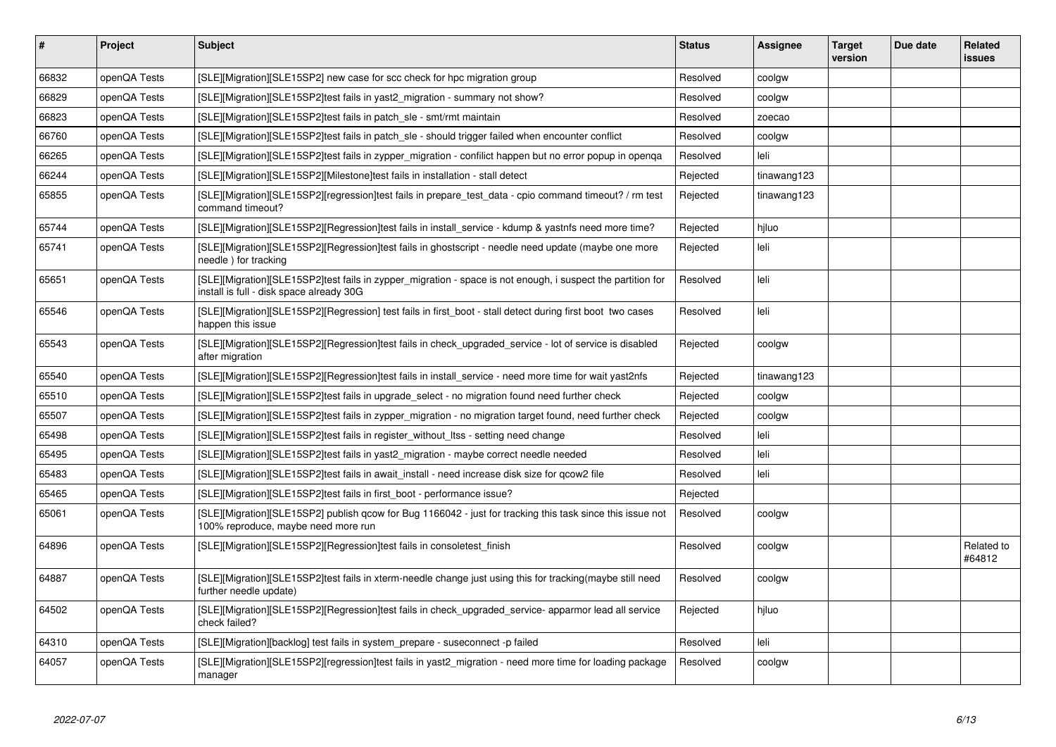| # | Project | Subject | Status | Assignee | Target version | Due date | Related issues |
|---|---|---|---|---|---|---|---|
| 66832 | openQA Tests | [SLE][Migration][SLE15SP2] new case for scc check for hpc migration group | Resolved | coolgw | | | |
| 66829 | openQA Tests | [SLE][Migration][SLE15SP2]test fails in yast2_migration - summary not show? | Resolved | coolgw | | | |
| 66823 | openQA Tests | [SLE][Migration][SLE15SP2]test fails in patch_sle - smt/rmt maintain | Resolved | zoecao | | | |
| 66760 | openQA Tests | [SLE][Migration][SLE15SP2]test fails in patch_sle - should trigger failed when encounter conflict | Resolved | coolgw | | | |
| 66265 | openQA Tests | [SLE][Migration][SLE15SP2]test fails in zypper_migration - confilict happen but no error popup in openqa | Resolved | leli | | | |
| 66244 | openQA Tests | [SLE][Migration][SLE15SP2][Milestone]test fails in installation - stall detect | Rejected | tinawang123 | | | |
| 65855 | openQA Tests | [SLE][Migration][SLE15SP2][regression]test fails in prepare_test_data - cpio command timeout? / rm test command timeout? | Rejected | tinawang123 | | | |
| 65744 | openQA Tests | [SLE][Migration][SLE15SP2][Regression]test fails in install_service - kdump & yastnfs need more time? | Rejected | hjluo | | | |
| 65741 | openQA Tests | [SLE][Migration][SLE15SP2][Regression]test fails in ghostscript - needle need update (maybe one more needle ) for tracking | Rejected | leli | | | |
| 65651 | openQA Tests | [SLE][Migration][SLE15SP2]test fails in zypper_migration - space is not enough, i suspect the partition for install is full - disk space already 30G | Resolved | leli | | | |
| 65546 | openQA Tests | [SLE][Migration][SLE15SP2][Regression] test fails in first_boot - stall detect during first boot two cases happen this issue | Resolved | leli | | | |
| 65543 | openQA Tests | [SLE][Migration][SLE15SP2][Regression]test fails in check_upgraded_service - lot of service is disabled after migration | Rejected | coolgw | | | |
| 65540 | openQA Tests | [SLE][Migration][SLE15SP2][Regression]test fails in install_service - need more time for wait yast2nfs | Rejected | tinawang123 | | | |
| 65510 | openQA Tests | [SLE][Migration][SLE15SP2]test fails in upgrade_select - no migration found need further check | Rejected | coolgw | | | |
| 65507 | openQA Tests | [SLE][Migration][SLE15SP2]test fails in zypper_migration - no migration target found, need further check | Rejected | coolgw | | | |
| 65498 | openQA Tests | [SLE][Migration][SLE15SP2]test fails in register_without_ltss - setting need change | Resolved | leli | | | |
| 65495 | openQA Tests | [SLE][Migration][SLE15SP2]test fails in yast2_migration - maybe correct needle needed | Resolved | leli | | | |
| 65483 | openQA Tests | [SLE][Migration][SLE15SP2]test fails in await_install - need increase disk size for qcow2 file | Resolved | leli | | | |
| 65465 | openQA Tests | [SLE][Migration][SLE15SP2]test fails in first_boot - performance issue? | Rejected | | | | |
| 65061 | openQA Tests | [SLE][Migration][SLE15SP2] publish qcow for Bug 1166042 - just for tracking this task since this issue not 100% reproduce, maybe need more run | Resolved | coolgw | | | |
| 64896 | openQA Tests | [SLE][Migration][SLE15SP2][Regression]test fails in consoletest_finish | Resolved | coolgw | | | Related to #64812 |
| 64887 | openQA Tests | [SLE][Migration][SLE15SP2]test fails in xterm-needle change just using this for tracking(maybe still need further needle update) | Resolved | coolgw | | | |
| 64502 | openQA Tests | [SLE][Migration][SLE15SP2][Regression]test fails in check_upgraded_service- apparmor lead all service check failed? | Rejected | hjluo | | | |
| 64310 | openQA Tests | [SLE][Migration][backlog] test fails in system_prepare - suseconnect -p failed | Resolved | leli | | | |
| 64057 | openQA Tests | [SLE][Migration][SLE15SP2][regression]test fails in yast2_migration - need more time for loading package manager | Resolved | coolgw | | | |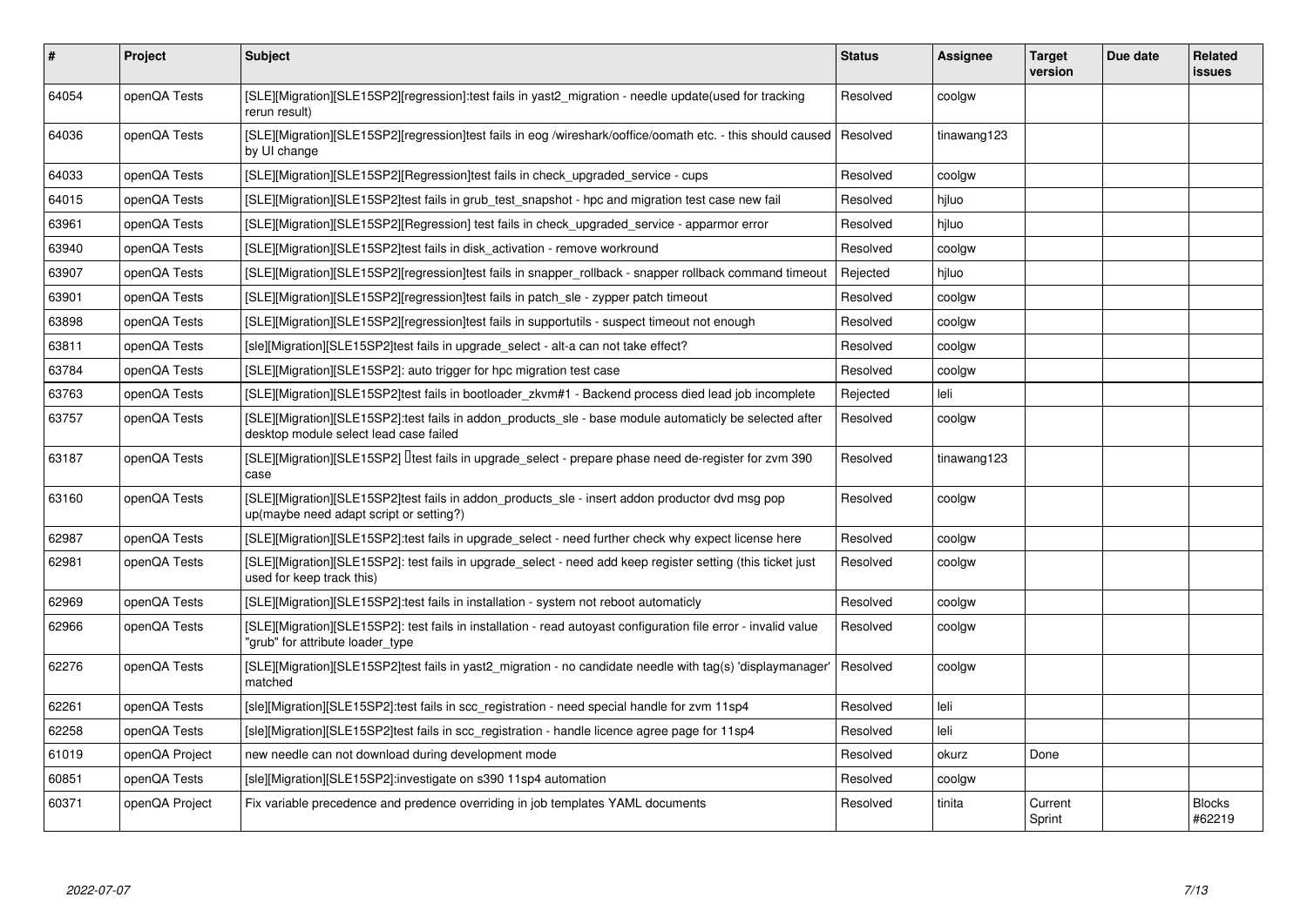| # | Project | Subject | Status | Assignee | Target version | Due date | Related issues |
|---|---|---|---|---|---|---|---|
| 64054 | openQA Tests | [SLE][Migration][SLE15SP2][regression]:test fails in yast2_migration - needle update(used for tracking rerun result) | Resolved | coolgw | | | |
| 64036 | openQA Tests | [SLE][Migration][SLE15SP2][regression]test fails in eog /wireshark/ooffice/oomath etc. - this should caused by UI change | Resolved | tinawang123 | | | |
| 64033 | openQA Tests | [SLE][Migration][SLE15SP2][Regression]test fails in check_upgraded_service - cups | Resolved | coolgw | | | |
| 64015 | openQA Tests | [SLE][Migration][SLE15SP2]test fails in grub_test_snapshot - hpc and migration test case new fail | Resolved | hjluo | | | |
| 63961 | openQA Tests | [SLE][Migration][SLE15SP2][Regression] test fails in check_upgraded_service - apparmor error | Resolved | hjluo | | | |
| 63940 | openQA Tests | [SLE][Migration][SLE15SP2]test fails in disk_activation - remove workround | Resolved | coolgw | | | |
| 63907 | openQA Tests | [SLE][Migration][SLE15SP2][regression]test fails in snapper_rollback - snapper rollback command timeout | Rejected | hjluo | | | |
| 63901 | openQA Tests | [SLE][Migration][SLE15SP2][regression]test fails in patch_sle - zypper patch timeout | Resolved | coolgw | | | |
| 63898 | openQA Tests | [SLE][Migration][SLE15SP2][regression]test fails in supportutils - suspect timeout not enough | Resolved | coolgw | | | |
| 63811 | openQA Tests | [sle][Migration][SLE15SP2]test fails in upgrade_select - alt-a can not take effect? | Resolved | coolgw | | | |
| 63784 | openQA Tests | [SLE][Migration][SLE15SP2]: auto trigger for hpc migration test case | Resolved | coolgw | | | |
| 63763 | openQA Tests | [SLE][Migration][SLE15SP2]test fails in bootloader_zkvm#1 - Backend process died lead job incomplete | Rejected | leli | | | |
| 63757 | openQA Tests | [SLE][Migration][SLE15SP2]:test fails in addon_products_sle - base module automaticly be selected after desktop module select lead case failed | Resolved | coolgw | | | |
| 63187 | openQA Tests | [SLE][Migration][SLE15SP2] test fails in upgrade_select - prepare phase need de-register for zvm 390 case | Resolved | tinawang123 | | | |
| 63160 | openQA Tests | [SLE][Migration][SLE15SP2]test fails in addon_products_sle - insert addon productor dvd msg pop up(maybe need adapt script or setting?) | Resolved | coolgw | | | |
| 62987 | openQA Tests | [SLE][Migration][SLE15SP2]:test fails in upgrade_select - need further check why expect license here | Resolved | coolgw | | | |
| 62981 | openQA Tests | [SLE][Migration][SLE15SP2]: test fails in upgrade_select - need add keep register setting (this ticket just used for keep track this) | Resolved | coolgw | | | |
| 62969 | openQA Tests | [SLE][Migration][SLE15SP2]:test fails in installation - system not reboot automaticly | Resolved | coolgw | | | |
| 62966 | openQA Tests | [SLE][Migration][SLE15SP2]: test fails in installation - read autoyast configuration file error - invalid value "grub" for attribute loader_type | Resolved | coolgw | | | |
| 62276 | openQA Tests | [SLE][Migration][SLE15SP2]test fails in yast2_migration - no candidate needle with tag(s) 'displaymanager' matched | Resolved | coolgw | | | |
| 62261 | openQA Tests | [sle][Migration][SLE15SP2]:test fails in scc_registration - need special handle for zvm 11sp4 | Resolved | leli | | | |
| 62258 | openQA Tests | [sle][Migration][SLE15SP2]test fails in scc_registration - handle licence agree page for 11sp4 | Resolved | leli | | | |
| 61019 | openQA Project | new needle can not download during development mode | Resolved | okurz | Done | | |
| 60851 | openQA Tests | [sle][Migration][SLE15SP2]:investigate on s390 11sp4 automation | Resolved | coolgw | | | |
| 60371 | openQA Project | Fix variable precedence and predence overriding in job templates YAML documents | Resolved | tinita | Current Sprint | | Blocks #62219 |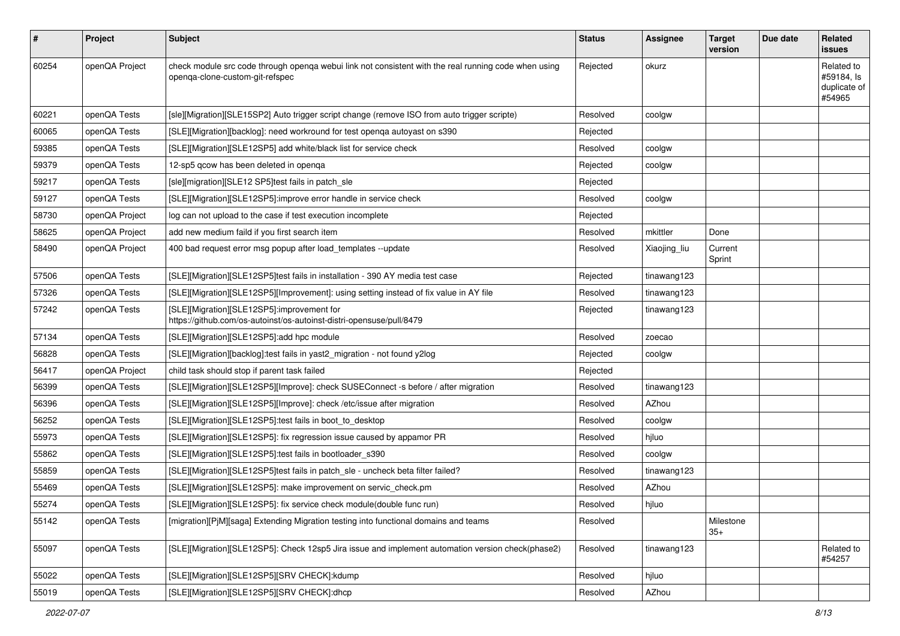| # | Project | Subject | Status | Assignee | Target version | Due date | Related issues |
|---|---|---|---|---|---|---|---|
| 60254 | openQA Project | check module src code through openqa webui link not consistent with the real running code when using openqa-clone-custom-git-refspec | Rejected | okurz | | | Related to #59184, Is duplicate of #54965 |
| 60221 | openQA Tests | [sle][Migration][SLE15SP2] Auto trigger script change (remove ISO from auto trigger scripte) | Resolved | coolgw | | | |
| 60065 | openQA Tests | [SLE][Migration][backlog]: need workround for test openqa autoyast on s390 | Rejected | | | | |
| 59385 | openQA Tests | [SLE][Migration][SLE12SP5] add white/black list for service check | Resolved | coolgw | | | |
| 59379 | openQA Tests | 12-sp5 qcow has been deleted in openqa | Rejected | coolgw | | | |
| 59217 | openQA Tests | [sle][migration][SLE12 SP5]test fails in patch_sle | Rejected | | | | |
| 59127 | openQA Tests | [SLE][Migration][SLE12SP5]:improve error handle in service check | Resolved | coolgw | | | |
| 58730 | openQA Project | log can not upload to the case if test execution incomplete | Rejected | | | | |
| 58625 | openQA Project | add new medium faild if you first search item | Resolved | mkittler | Done | | |
| 58490 | openQA Project | 400 bad request error msg popup after load_templates --update | Resolved | Xiaojing_liu | Current Sprint | | |
| 57506 | openQA Tests | [SLE][Migration][SLE12SP5]test fails in installation - 390 AY media test case | Rejected | tinawang123 | | | |
| 57326 | openQA Tests | [SLE][Migration][SLE12SP5][Improvement]: using setting instead of fix value in AY file | Resolved | tinawang123 | | | |
| 57242 | openQA Tests | [SLE][Migration][SLE12SP5]:improvement for https://github.com/os-autoinst/os-autoinst-distri-opensuse/pull/8479 | Rejected | tinawang123 | | | |
| 57134 | openQA Tests | [SLE][Migration][SLE12SP5]:add hpc module | Resolved | zoecao | | | |
| 56828 | openQA Tests | [SLE][Migration][backlog]:test fails in yast2_migration - not found y2log | Rejected | coolgw | | | |
| 56417 | openQA Project | child task should stop if parent task failed | Rejected | | | | |
| 56399 | openQA Tests | [SLE][Migration][SLE12SP5][Improve]: check SUSEConnect -s before / after migration | Resolved | tinawang123 | | | |
| 56396 | openQA Tests | [SLE][Migration][SLE12SP5][Improve]: check /etc/issue after migration | Resolved | AZhou | | | |
| 56252 | openQA Tests | [SLE][Migration][SLE12SP5]:test fails in boot_to_desktop | Resolved | coolgw | | | |
| 55973 | openQA Tests | [SLE][Migration][SLE12SP5]: fix regression issue caused by appamor PR | Resolved | hjluo | | | |
| 55862 | openQA Tests | [SLE][Migration][SLE12SP5]:test fails in bootloader_s390 | Resolved | coolgw | | | |
| 55859 | openQA Tests | [SLE][Migration][SLE12SP5]test fails in patch_sle - uncheck beta filter failed? | Resolved | tinawang123 | | | |
| 55469 | openQA Tests | [SLE][Migration][SLE12SP5]: make improvement on servic_check.pm | Resolved | AZhou | | | |
| 55274 | openQA Tests | [SLE][Migration][SLE12SP5]: fix service check module(double func run) | Resolved | hjluo | | | |
| 55142 | openQA Tests | [migration][PjM][saga] Extending Migration testing into functional domains and teams | Resolved | | Milestone 35+ | | |
| 55097 | openQA Tests | [SLE][Migration][SLE12SP5]: Check 12sp5 Jira issue and implement automation version check(phase2) | Resolved | tinawang123 | | | Related to #54257 |
| 55022 | openQA Tests | [SLE][Migration][SLE12SP5][SRV CHECK]:kdump | Resolved | hjluo | | | |
| 55019 | openQA Tests | [SLE][Migration][SLE12SP5][SRV CHECK]:dhcp | Resolved | AZhou | | | |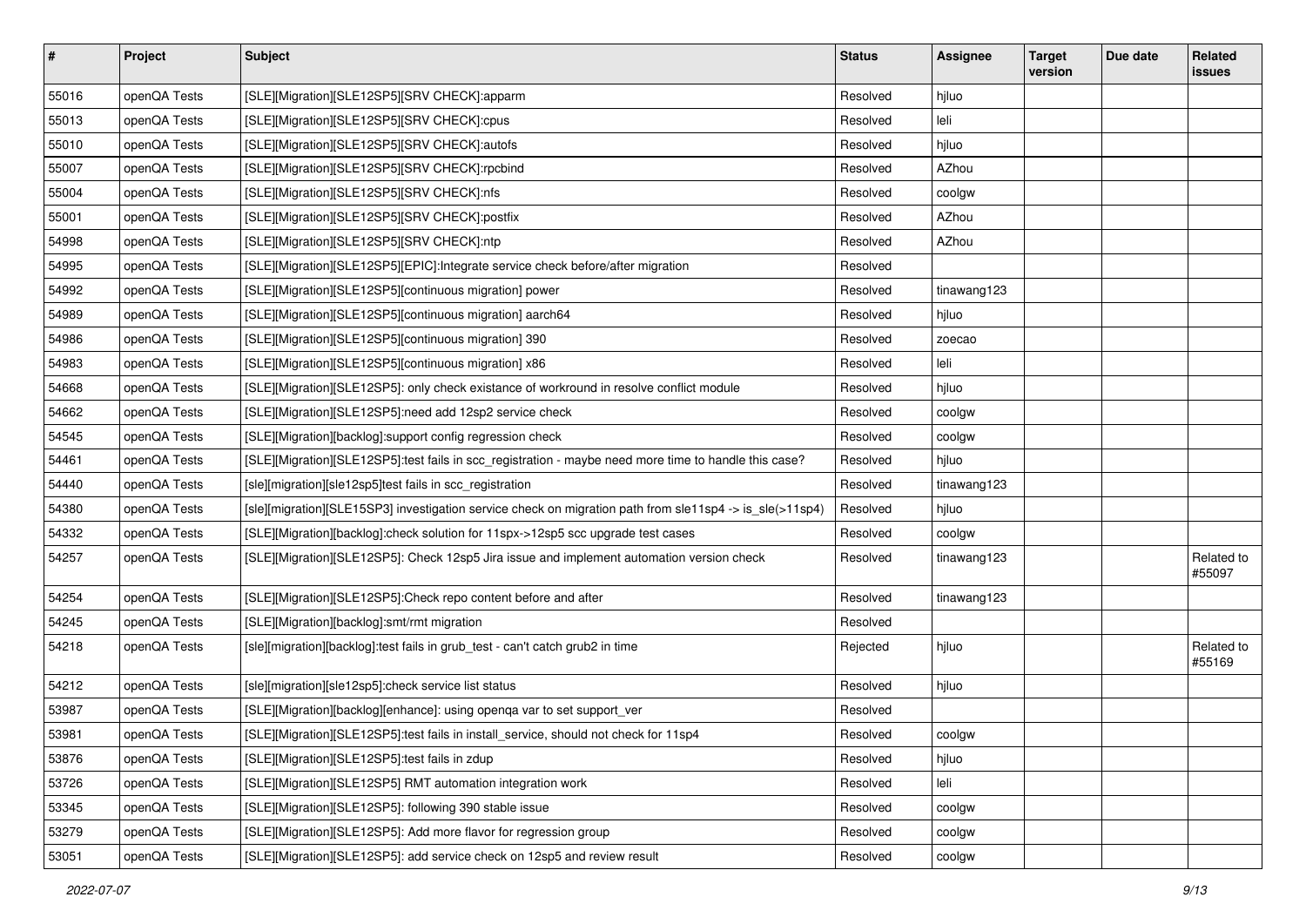| # | Project | Subject | Status | Assignee | Target version | Due date | Related issues |
|---|---|---|---|---|---|---|---|
| 55016 | openQA Tests | [SLE][Migration][SLE12SP5][SRV CHECK]:apparm | Resolved | hjluo | | | |
| 55013 | openQA Tests | [SLE][Migration][SLE12SP5][SRV CHECK]:cpus | Resolved | leli | | | |
| 55010 | openQA Tests | [SLE][Migration][SLE12SP5][SRV CHECK]:autofs | Resolved | hjluo | | | |
| 55007 | openQA Tests | [SLE][Migration][SLE12SP5][SRV CHECK]:rpcbind | Resolved | AZhou | | | |
| 55004 | openQA Tests | [SLE][Migration][SLE12SP5][SRV CHECK]:nfs | Resolved | coolgw | | | |
| 55001 | openQA Tests | [SLE][Migration][SLE12SP5][SRV CHECK]:postfix | Resolved | AZhou | | | |
| 54998 | openQA Tests | [SLE][Migration][SLE12SP5][SRV CHECK]:ntp | Resolved | AZhou | | | |
| 54995 | openQA Tests | [SLE][Migration][SLE12SP5][EPIC]:Integrate service check before/after migration | Resolved | | | | |
| 54992 | openQA Tests | [SLE][Migration][SLE12SP5][continuous migration] power | Resolved | tinawang123 | | | |
| 54989 | openQA Tests | [SLE][Migration][SLE12SP5][continuous migration] aarch64 | Resolved | hjluo | | | |
| 54986 | openQA Tests | [SLE][Migration][SLE12SP5][continuous migration] 390 | Resolved | zoecao | | | |
| 54983 | openQA Tests | [SLE][Migration][SLE12SP5][continuous migration] x86 | Resolved | leli | | | |
| 54668 | openQA Tests | [SLE][Migration][SLE12SP5]: only check existance of workround in resolve conflict module | Resolved | hjluo | | | |
| 54662 | openQA Tests | [SLE][Migration][SLE12SP5]:need add 12sp2 service check | Resolved | coolgw | | | |
| 54545 | openQA Tests | [SLE][Migration][backlog]:support config regression check | Resolved | coolgw | | | |
| 54461 | openQA Tests | [SLE][Migration][SLE12SP5]:test fails in scc_registration - maybe need more time to handle this case? | Resolved | hjluo | | | |
| 54440 | openQA Tests | [sle][migration][sle12sp5]test fails in scc_registration | Resolved | tinawang123 | | | |
| 54380 | openQA Tests | [sle][migration][SLE15SP3] investigation service check on migration path from sle11sp4 -> is_sle(>11sp4) | Resolved | hjluo | | | |
| 54332 | openQA Tests | [SLE][Migration][backlog]:check solution for 11spx->12sp5 scc upgrade test cases | Resolved | coolgw | | | |
| 54257 | openQA Tests | [SLE][Migration][SLE12SP5]: Check 12sp5 Jira issue and implement automation version check | Resolved | tinawang123 | | | Related to #55097 |
| 54254 | openQA Tests | [SLE][Migration][SLE12SP5]:Check repo content before and after | Resolved | tinawang123 | | | |
| 54245 | openQA Tests | [SLE][Migration][backlog]:smt/rmt migration | Resolved | | | | |
| 54218 | openQA Tests | [sle][migration][backlog]:test fails in grub_test - can't catch grub2 in time | Rejected | hjluo | | | Related to #55169 |
| 54212 | openQA Tests | [sle][migration][sle12sp5]:check service list status | Resolved | hjluo | | | |
| 53987 | openQA Tests | [SLE][Migration][backlog][enhance]: using openqa var to set support_ver | Resolved | | | | |
| 53981 | openQA Tests | [SLE][Migration][SLE12SP5]:test fails in install_service, should not check for 11sp4 | Resolved | coolgw | | | |
| 53876 | openQA Tests | [SLE][Migration][SLE12SP5]:test fails in zdup | Resolved | hjluo | | | |
| 53726 | openQA Tests | [SLE][Migration][SLE12SP5] RMT automation integration work | Resolved | leli | | | |
| 53345 | openQA Tests | [SLE][Migration][SLE12SP5]: following 390 stable issue | Resolved | coolgw | | | |
| 53279 | openQA Tests | [SLE][Migration][SLE12SP5]: Add more flavor for regression group | Resolved | coolgw | | | |
| 53051 | openQA Tests | [SLE][Migration][SLE12SP5]: add service check on 12sp5 and review result | Resolved | coolgw | | | |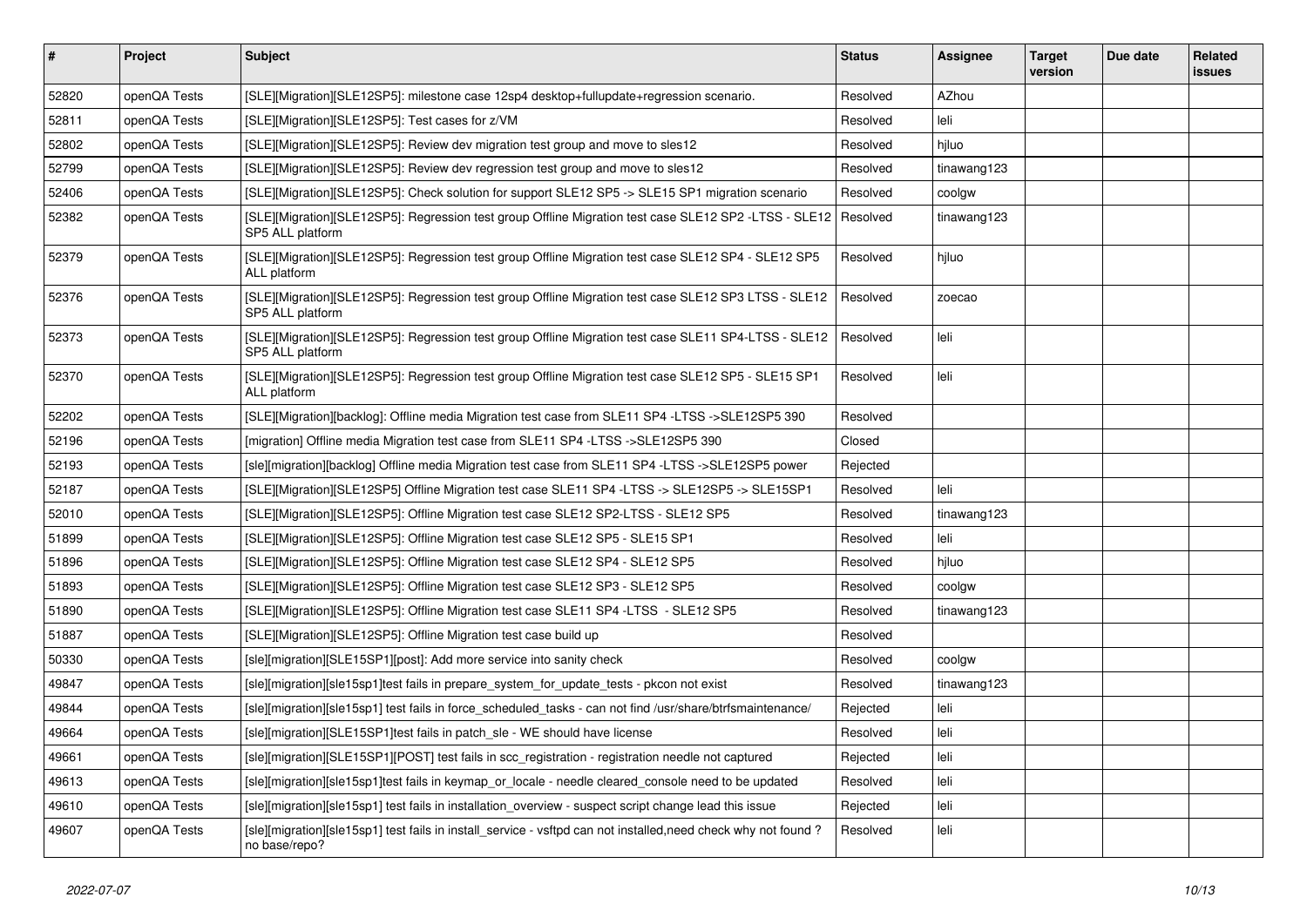| # | Project | Subject | Status | Assignee | Target version | Due date | Related issues |
|---|---|---|---|---|---|---|---|
| 52820 | openQA Tests | [SLE][Migration][SLE12SP5]: milestone case 12sp4 desktop+fullupdate+regression scenario. | Resolved | AZhou | | | |
| 52811 | openQA Tests | [SLE][Migration][SLE12SP5]: Test cases for z/VM | Resolved | leli | | | |
| 52802 | openQA Tests | [SLE][Migration][SLE12SP5]: Review dev migration test group and move to sles12 | Resolved | hjluo | | | |
| 52799 | openQA Tests | [SLE][Migration][SLE12SP5]: Review dev regression test group and move to sles12 | Resolved | tinawang123 | | | |
| 52406 | openQA Tests | [SLE][Migration][SLE12SP5]: Check solution for support SLE12 SP5 -> SLE15 SP1 migration scenario | Resolved | coolgw | | | |
| 52382 | openQA Tests | [SLE][Migration][SLE12SP5]: Regression test group Offline Migration test case SLE12 SP2 -LTSS - SLE12 SP5 ALL platform | Resolved | tinawang123 | | | |
| 52379 | openQA Tests | [SLE][Migration][SLE12SP5]: Regression test group Offline Migration test case SLE12 SP4 - SLE12 SP5 ALL platform | Resolved | hjluo | | | |
| 52376 | openQA Tests | [SLE][Migration][SLE12SP5]: Regression test group Offline Migration test case SLE12 SP3 LTSS - SLE12 SP5 ALL platform | Resolved | zoecao | | | |
| 52373 | openQA Tests | [SLE][Migration][SLE12SP5]: Regression test group Offline Migration test case SLE11 SP4-LTSS - SLE12 SP5 ALL platform | Resolved | leli | | | |
| 52370 | openQA Tests | [SLE][Migration][SLE12SP5]: Regression test group Offline Migration test case SLE12 SP5 - SLE15 SP1 ALL platform | Resolved | leli | | | |
| 52202 | openQA Tests | [SLE][Migration][backlog]: Offline media Migration test case from SLE11 SP4 -LTSS ->SLE12SP5 390 | Resolved | | | | |
| 52196 | openQA Tests | [migration] Offline media Migration test case from SLE11 SP4 -LTSS ->SLE12SP5 390 | Closed | | | | |
| 52193 | openQA Tests | [sle][migration][backlog] Offline media Migration test case from SLE11 SP4 -LTSS ->SLE12SP5 power | Rejected | | | | |
| 52187 | openQA Tests | [SLE][Migration][SLE12SP5] Offline Migration test case SLE11 SP4 -LTSS -> SLE12SP5 -> SLE15SP1 | Resolved | leli | | | |
| 52010 | openQA Tests | [SLE][Migration][SLE12SP5]: Offline Migration test case SLE12 SP2-LTSS - SLE12 SP5 | Resolved | tinawang123 | | | |
| 51899 | openQA Tests | [SLE][Migration][SLE12SP5]: Offline Migration test case SLE12 SP5 - SLE15 SP1 | Resolved | leli | | | |
| 51896 | openQA Tests | [SLE][Migration][SLE12SP5]: Offline Migration test case SLE12 SP4 - SLE12 SP5 | Resolved | hjluo | | | |
| 51893 | openQA Tests | [SLE][Migration][SLE12SP5]: Offline Migration test case SLE12 SP3 - SLE12 SP5 | Resolved | coolgw | | | |
| 51890 | openQA Tests | [SLE][Migration][SLE12SP5]: Offline Migration test case SLE11 SP4 -LTSS - SLE12 SP5 | Resolved | tinawang123 | | | |
| 51887 | openQA Tests | [SLE][Migration][SLE12SP5]: Offline Migration test case build up | Resolved | | | | |
| 50330 | openQA Tests | [sle][migration][SLE15SP1][post]: Add more service into sanity check | Resolved | coolgw | | | |
| 49847 | openQA Tests | [sle][migration][sle15sp1]test fails in prepare_system_for_update_tests - pkcon not exist | Resolved | tinawang123 | | | |
| 49844 | openQA Tests | [sle][migration][sle15sp1] test fails in force_scheduled_tasks - can not find /usr/share/btrfsmaintenance/ | Rejected | leli | | | |
| 49664 | openQA Tests | [sle][migration][SLE15SP1]test fails in patch_sle - WE should have license | Resolved | leli | | | |
| 49661 | openQA Tests | [sle][migration][SLE15SP1][POST] test fails in scc_registration - registration needle not captured | Rejected | leli | | | |
| 49613 | openQA Tests | [sle][migration][sle15sp1]test fails in keymap_or_locale - needle cleared_console need to be updated | Resolved | leli | | | |
| 49610 | openQA Tests | [sle][migration][sle15sp1] test fails in installation_overview - suspect script change lead this issue | Rejected | leli | | | |
| 49607 | openQA Tests | [sle][migration][sle15sp1] test fails in install_service - vsftpd can not installed,need check why not found ? no base/repo? | Resolved | leli | | | |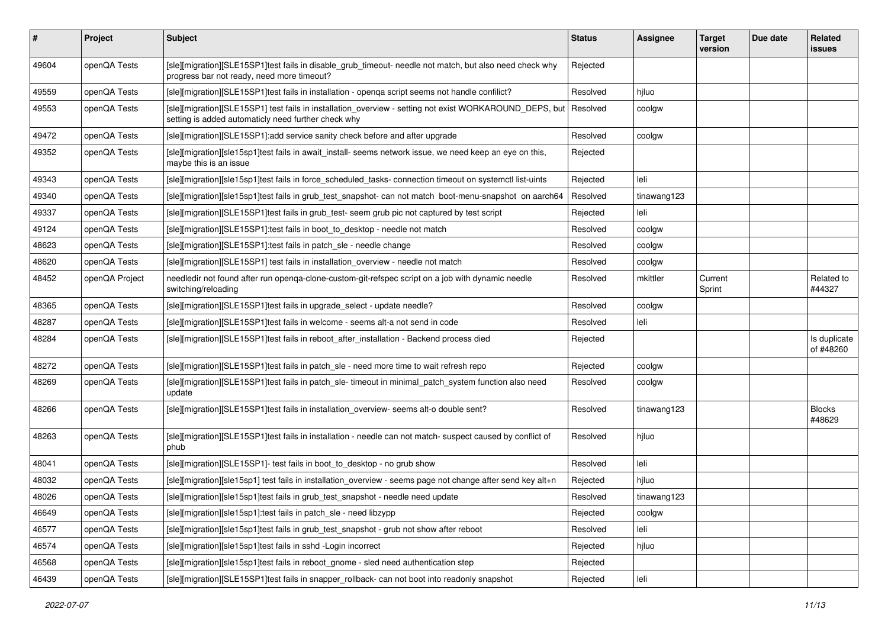| # | Project | Subject | Status | Assignee | Target version | Due date | Related issues |
|---|---|---|---|---|---|---|---|
| 49604 | openQA Tests | [sle][migration][SLE15SP1]test fails in disable_grub_timeout- needle not match, but also need check why progress bar not ready, need more timeout? | Rejected | | | | |
| 49559 | openQA Tests | [sle][migration][SLE15SP1]test fails in installation - openqa script seems not handle confilict? | Resolved | hjluo | | | |
| 49553 | openQA Tests | [sle][migration][SLE15SP1] test fails in installation_overview - setting not exist WORKAROUND_DEPS, but setting is added automaticly need further check why | Resolved | coolgw | | | |
| 49472 | openQA Tests | [sle][migration][SLE15SP1]:add service sanity check before and after upgrade | Resolved | coolgw | | | |
| 49352 | openQA Tests | [sle][migration][sle15sp1]test fails in await_install- seems network issue, we need keep an eye on this, maybe this is an issue | Rejected | | | | |
| 49343 | openQA Tests | [sle][migration][sle15sp1]test fails in force_scheduled_tasks- connection timeout on systemctl list-uints | Rejected | leli | | | |
| 49340 | openQA Tests | [sle][migration][sle15sp1]test fails in grub_test_snapshot- can not match boot-menu-snapshot on aarch64 | Resolved | tinawang123 | | | |
| 49337 | openQA Tests | [sle][migration][SLE15SP1]test fails in grub_test- seem grub pic not captured by test script | Rejected | leli | | | |
| 49124 | openQA Tests | [sle][migration][SLE15SP1]:test fails in boot_to_desktop - needle not match | Resolved | coolgw | | | |
| 48623 | openQA Tests | [sle][migration][SLE15SP1]:test fails in patch_sle - needle change | Resolved | coolgw | | | |
| 48620 | openQA Tests | [sle][migration][SLE15SP1] test fails in installation_overview - needle not match | Resolved | coolgw | | | |
| 48452 | openQA Project | needledir not found after run openqa-clone-custom-git-refspec script on a job with dynamic needle switching/reloading | Resolved | mkittler | Current Sprint | | Related to #44327 |
| 48365 | openQA Tests | [sle][migration][SLE15SP1]test fails in upgrade_select - update needle? | Resolved | coolgw | | | |
| 48287 | openQA Tests | [sle][migration][SLE15SP1]test fails in welcome - seems alt-a not send in code | Resolved | leli | | | |
| 48284 | openQA Tests | [sle][migration][SLE15SP1]test fails in reboot_after_installation - Backend process died | Rejected | | | | Is duplicate of #48260 |
| 48272 | openQA Tests | [sle][migration][SLE15SP1]test fails in patch_sle - need more time to wait refresh repo | Rejected | coolgw | | | |
| 48269 | openQA Tests | [sle][migration][SLE15SP1]test fails in patch_sle- timeout in minimal_patch_system function also need update | Resolved | coolgw | | | |
| 48266 | openQA Tests | [sle][migration][SLE15SP1]test fails in installation_overview- seems alt-o double sent? | Resolved | tinawang123 | | | Blocks #48629 |
| 48263 | openQA Tests | [sle][migration][SLE15SP1]test fails in installation - needle can not match- suspect caused by conflict of phub | Resolved | hjluo | | | |
| 48041 | openQA Tests | [sle][migration][SLE15SP1]- test fails in boot_to_desktop - no grub show | Resolved | leli | | | |
| 48032 | openQA Tests | [sle][migration][sle15sp1] test fails in installation_overview - seems page not change after send key alt+n | Rejected | hjluo | | | |
| 48026 | openQA Tests | [sle][migration][sle15sp1]test fails in grub_test_snapshot - needle need update | Resolved | tinawang123 | | | |
| 46649 | openQA Tests | [sle][migration][sle15sp1]:test fails in patch_sle - need libzypp | Rejected | coolgw | | | |
| 46577 | openQA Tests | [sle][migration][sle15sp1]test fails in grub_test_snapshot - grub not show after reboot | Resolved | leli | | | |
| 46574 | openQA Tests | [sle][migration][sle15sp1]test fails in sshd -Login incorrect | Rejected | hjluo | | | |
| 46568 | openQA Tests | [sle][migration][sle15sp1]test fails in reboot_gnome - sled need authentication step | Rejected | | | | |
| 46439 | openQA Tests | [sle][migration][SLE15SP1]test fails in snapper_rollback- can not boot into readonly snapshot | Rejected | leli | | | |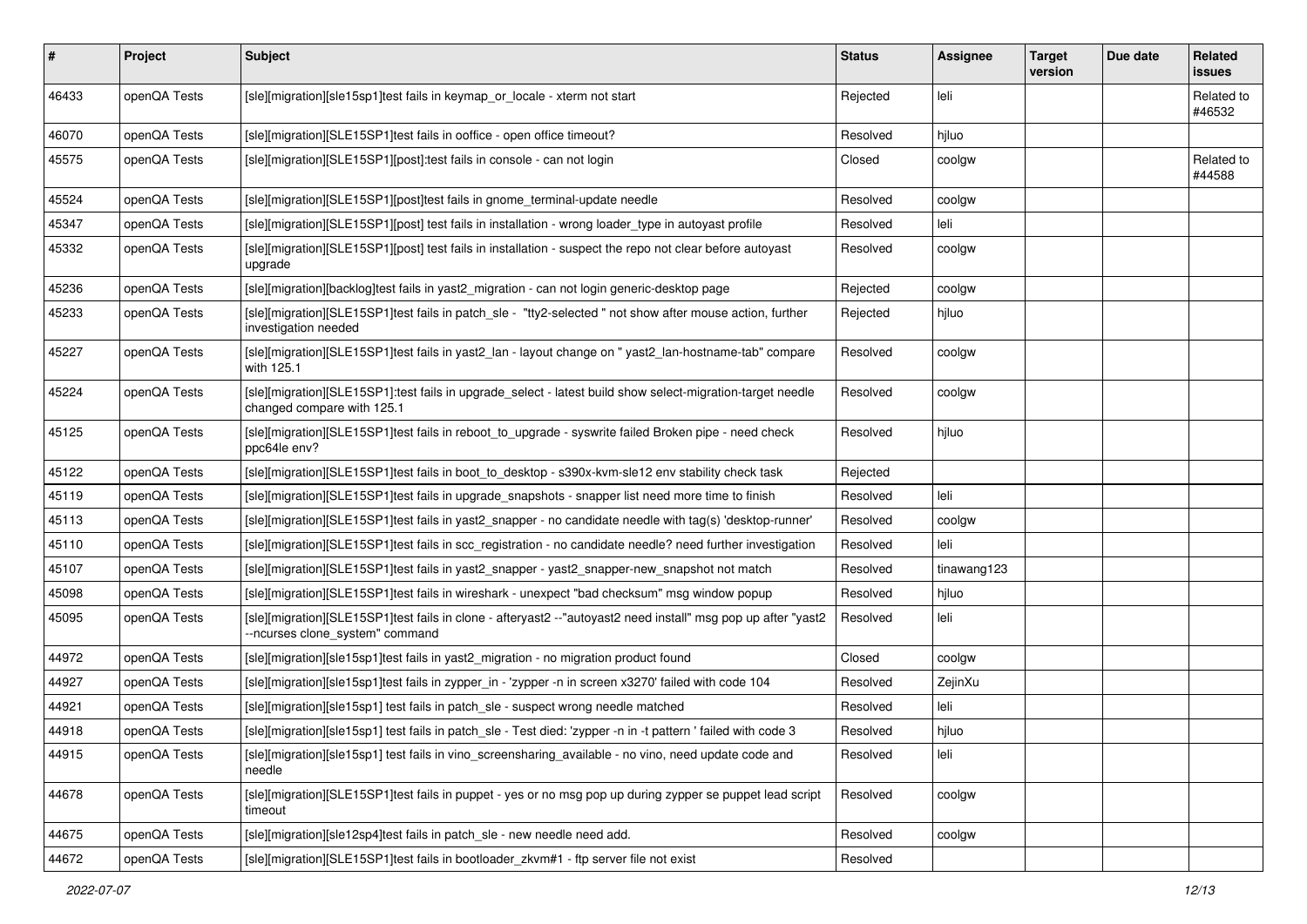| # | Project | Subject | Status | Assignee | Target version | Due date | Related issues |
|---|---|---|---|---|---|---|---|
| 46433 | openQA Tests | [sle][migration][sle15sp1]test fails in keymap_or_locale - xterm not start | Rejected | leli | | | Related to #46532 |
| 46070 | openQA Tests | [sle][migration][SLE15SP1]test fails in ooffice - open office timeout? | Resolved | hjluo | | | |
| 45575 | openQA Tests | [sle][migration][SLE15SP1][post]:test fails in console - can not login | Closed | coolgw | | | Related to #44588 |
| 45524 | openQA Tests | [sle][migration][SLE15SP1][post]test fails in gnome_terminal-update needle | Resolved | coolgw | | | |
| 45347 | openQA Tests | [sle][migration][SLE15SP1][post] test fails in installation - wrong loader_type in autoyast profile | Resolved | leli | | | |
| 45332 | openQA Tests | [sle][migration][SLE15SP1][post] test fails in installation - suspect the repo not clear before autoyast upgrade | Resolved | coolgw | | | |
| 45236 | openQA Tests | [sle][migration][backlog]test fails in yast2_migration - can not login generic-desktop page | Rejected | coolgw | | | |
| 45233 | openQA Tests | [sle][migration][SLE15SP1]test fails in patch_sle - "tty2-selected " not show after mouse action, further investigation needed | Rejected | hjluo | | | |
| 45227 | openQA Tests | [sle][migration][SLE15SP1]test fails in yast2_lan - layout change on " yast2_lan-hostname-tab" compare with 125.1 | Resolved | coolgw | | | |
| 45224 | openQA Tests | [sle][migration][SLE15SP1]:test fails in upgrade_select - latest build show select-migration-target needle changed compare with 125.1 | Resolved | coolgw | | | |
| 45125 | openQA Tests | [sle][migration][SLE15SP1]test fails in reboot_to_upgrade - syswrite failed Broken pipe - need check ppc64le env? | Resolved | hjluo | | | |
| 45122 | openQA Tests | [sle][migration][SLE15SP1]test fails in boot_to_desktop - s390x-kvm-sle12 env stability check task | Rejected | | | | |
| 45119 | openQA Tests | [sle][migration][SLE15SP1]test fails in upgrade_snapshots - snapper list need more time to finish | Resolved | leli | | | |
| 45113 | openQA Tests | [sle][migration][SLE15SP1]test fails in yast2_snapper - no candidate needle with tag(s) 'desktop-runner' | Resolved | coolgw | | | |
| 45110 | openQA Tests | [sle][migration][SLE15SP1]test fails in scc_registration - no candidate needle? need further investigation | Resolved | leli | | | |
| 45107 | openQA Tests | [sle][migration][SLE15SP1]test fails in yast2_snapper - yast2_snapper-new_snapshot not match | Resolved | tinawang123 | | | |
| 45098 | openQA Tests | [sle][migration][SLE15SP1]test fails in wireshark - unexpect "bad checksum" msg window popup | Resolved | hjluo | | | |
| 45095 | openQA Tests | [sle][migration][SLE15SP1]test fails in clone - afteryast2 --"autoyast2 need install" msg pop up after "yast2 --ncurses clone_system" command | Resolved | leli | | | |
| 44972 | openQA Tests | [sle][migration][sle15sp1]test fails in yast2_migration - no migration product found | Closed | coolgw | | | |
| 44927 | openQA Tests | [sle][migration][sle15sp1]test fails in zypper_in - 'zypper -n in screen x3270' failed with code 104 | Resolved | ZejinXu | | | |
| 44921 | openQA Tests | [sle][migration][sle15sp1] test fails in patch_sle - suspect wrong needle matched | Resolved | leli | | | |
| 44918 | openQA Tests | [sle][migration][sle15sp1] test fails in patch_sle - Test died: 'zypper -n in -t pattern ' failed with code 3 | Resolved | hjluo | | | |
| 44915 | openQA Tests | [sle][migration][sle15sp1] test fails in vino_screensharing_available - no vino, need update code and needle | Resolved | leli | | | |
| 44678 | openQA Tests | [sle][migration][SLE15SP1]test fails in puppet - yes or no msg pop up during zypper se puppet lead script timeout | Resolved | coolgw | | | |
| 44675 | openQA Tests | [sle][migration][sle12sp4]test fails in patch_sle - new needle need add. | Resolved | coolgw | | | |
| 44672 | openQA Tests | [sle][migration][SLE15SP1]test fails in bootloader_zkvm#1 - ftp server file not exist | Resolved | | | | |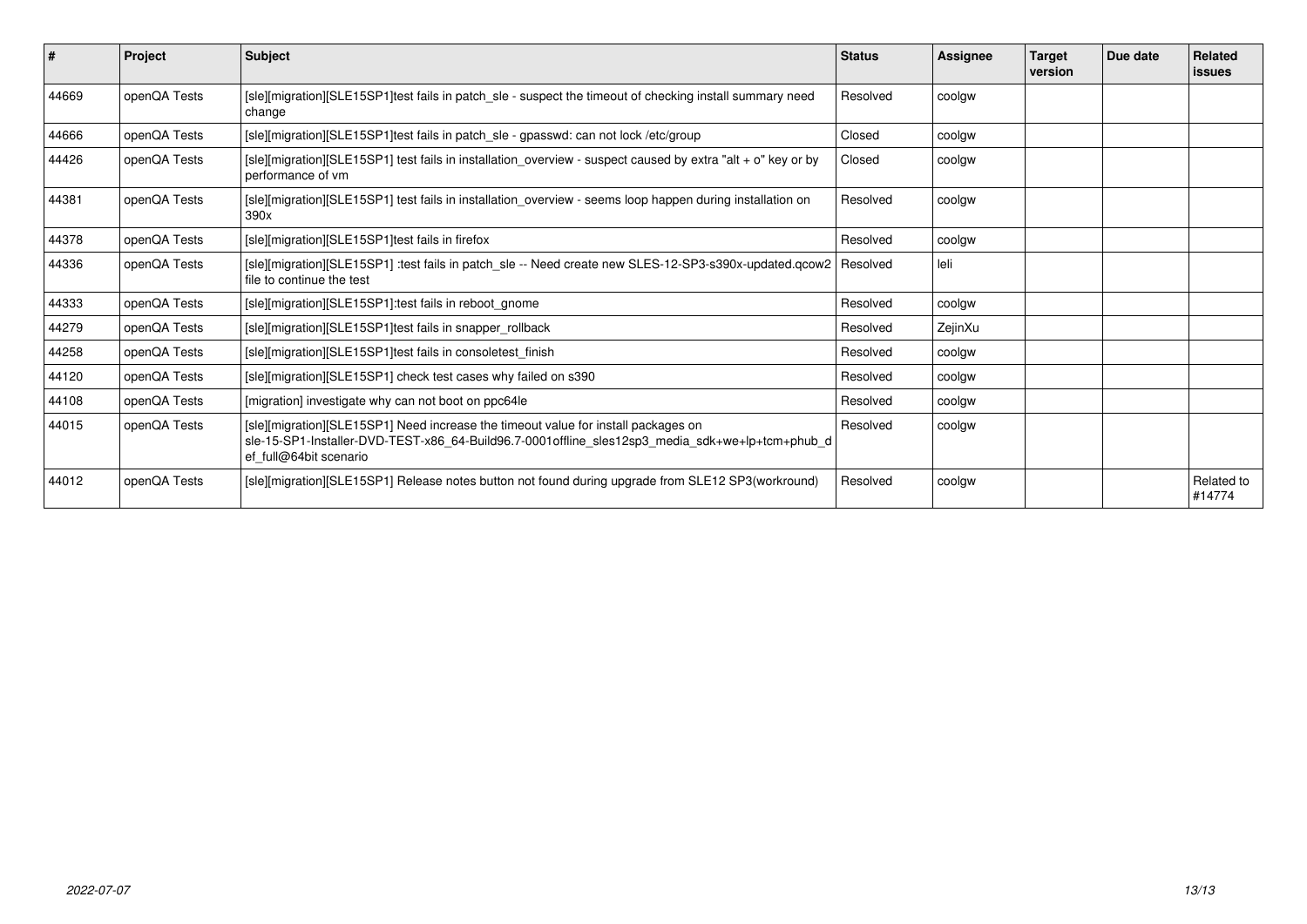| # | Project | Subject | Status | Assignee | Target version | Due date | Related issues |
|---|---|---|---|---|---|---|---|
| 44669 | openQA Tests | [sle][migration][SLE15SP1]test fails in patch_sle - suspect the timeout of checking install summary need change | Resolved | coolgw | | | |
| 44666 | openQA Tests | [sle][migration][SLE15SP1]test fails in patch_sle - gpasswd: can not lock /etc/group | Closed | coolgw | | | |
| 44426 | openQA Tests | [sle][migration][SLE15SP1] test fails in installation_overview - suspect caused by extra "alt + o" key or by performance of vm | Closed | coolgw | | | |
| 44381 | openQA Tests | [sle][migration][SLE15SP1] test fails in installation_overview - seems loop happen during installation on 390x | Resolved | coolgw | | | |
| 44378 | openQA Tests | [sle][migration][SLE15SP1]test fails in firefox | Resolved | coolgw | | | |
| 44336 | openQA Tests | [sle][migration][SLE15SP1] :test fails in patch_sle -- Need create new SLES-12-SP3-s390x-updated.qcow2 file to continue the test | Resolved | leli | | | |
| 44333 | openQA Tests | [sle][migration][SLE15SP1]:test fails in reboot_gnome | Resolved | coolgw | | | |
| 44279 | openQA Tests | [sle][migration][SLE15SP1]test fails in snapper_rollback | Resolved | ZejinXu | | | |
| 44258 | openQA Tests | [sle][migration][SLE15SP1]test fails in consoletest_finish | Resolved | coolgw | | | |
| 44120 | openQA Tests | [sle][migration][SLE15SP1] check test cases why failed on s390 | Resolved | coolgw | | | |
| 44108 | openQA Tests | [migration] investigate why can not boot on ppc64le | Resolved | coolgw | | | |
| 44015 | openQA Tests | [sle][migration][SLE15SP1] Need increase the timeout value for install packages on sle-15-SP1-Installer-DVD-TEST-x86_64-Build96.7-0001offline_sles12sp3_media_sdk+we+lp+tcm+phub_def_full@64bit scenario | Resolved | coolgw | | | |
| 44012 | openQA Tests | [sle][migration][SLE15SP1] Release notes button not found during upgrade from SLE12 SP3(workround) | Resolved | coolgw | | | Related to #14774 |